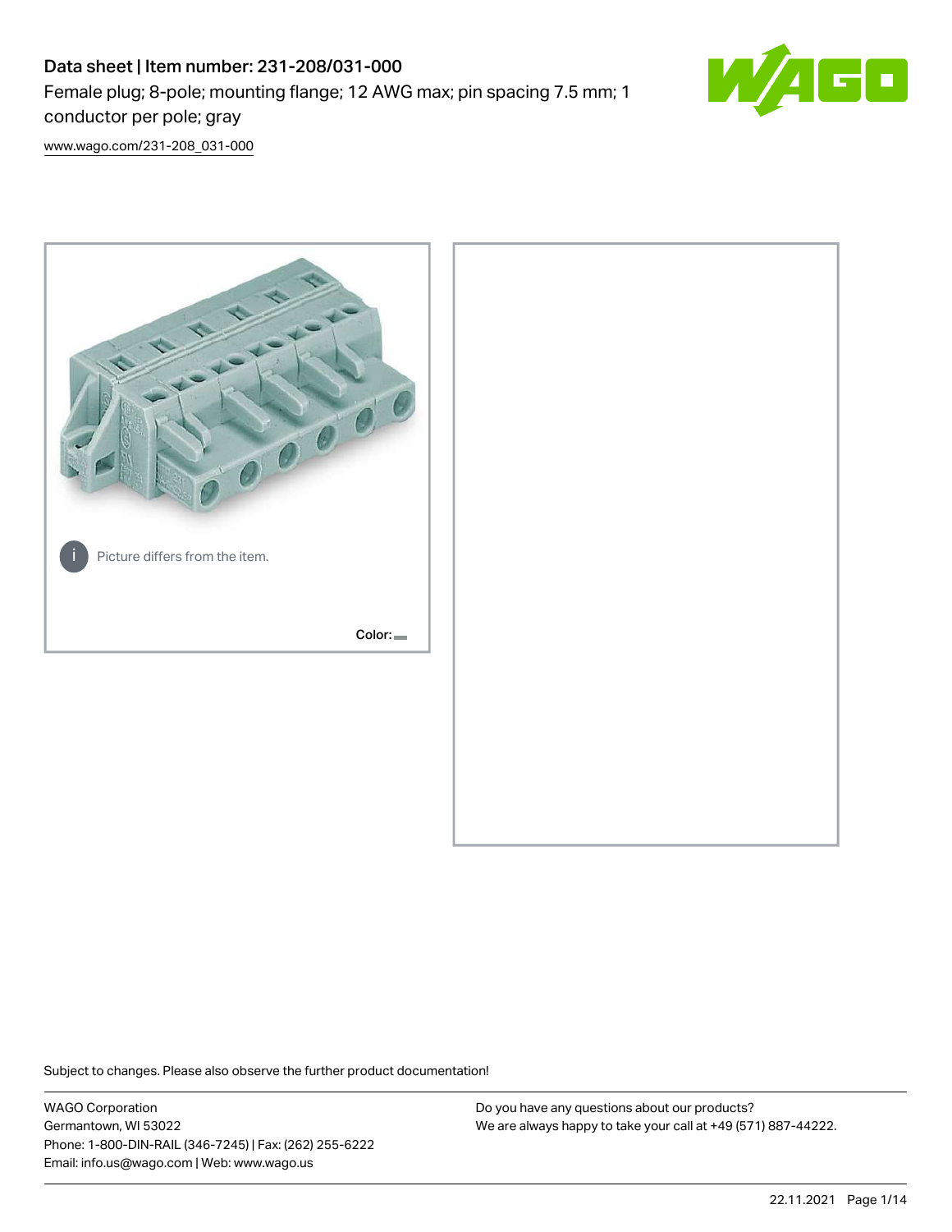# Data sheet | Item number: 231-208/031-000

Female plug; 8-pole; mounting flange; 12 AWG max; pin spacing 7.5 mm; 1 conductor per pole; gray

[www.wago.com/231-208_031-000](www.wago.com/231-208_031-000)

Picture differs from the item.

Color:

Subject to changes. Please also observe the further product documentation!

WAGO Corporation
Germantown, WI 53022
Phone: 1-800-DIN-RAIL (346-7245) | Fax: (262) 255-6222
Email: info.us@wago.com | Web: www.wago.us

Do you have any questions about our products?
We are always happy to take your call at +49 (571) 887-44222.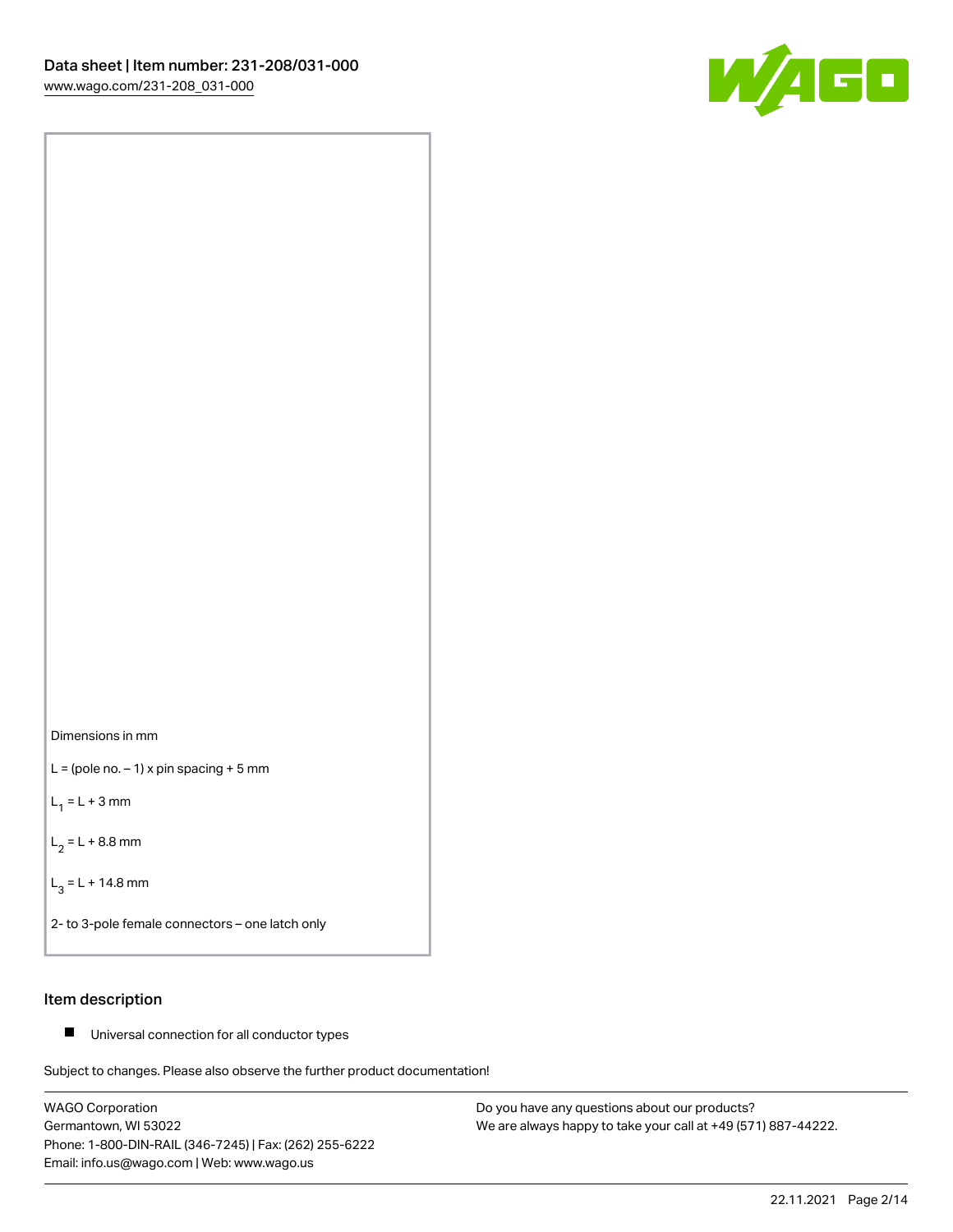Dimensions in mm

L = (pole no. – 1) x pin spacing + 5 mm

$L_1$ = L + 3 mm

$L_2$ = L + 8.8 mm

$L_3$ = L + 14.8 mm

2- to 3-pole female connectors – one latch only

## Item description

- Universal connection for all conductor types

Subject to changes. Please also observe the further product documentation!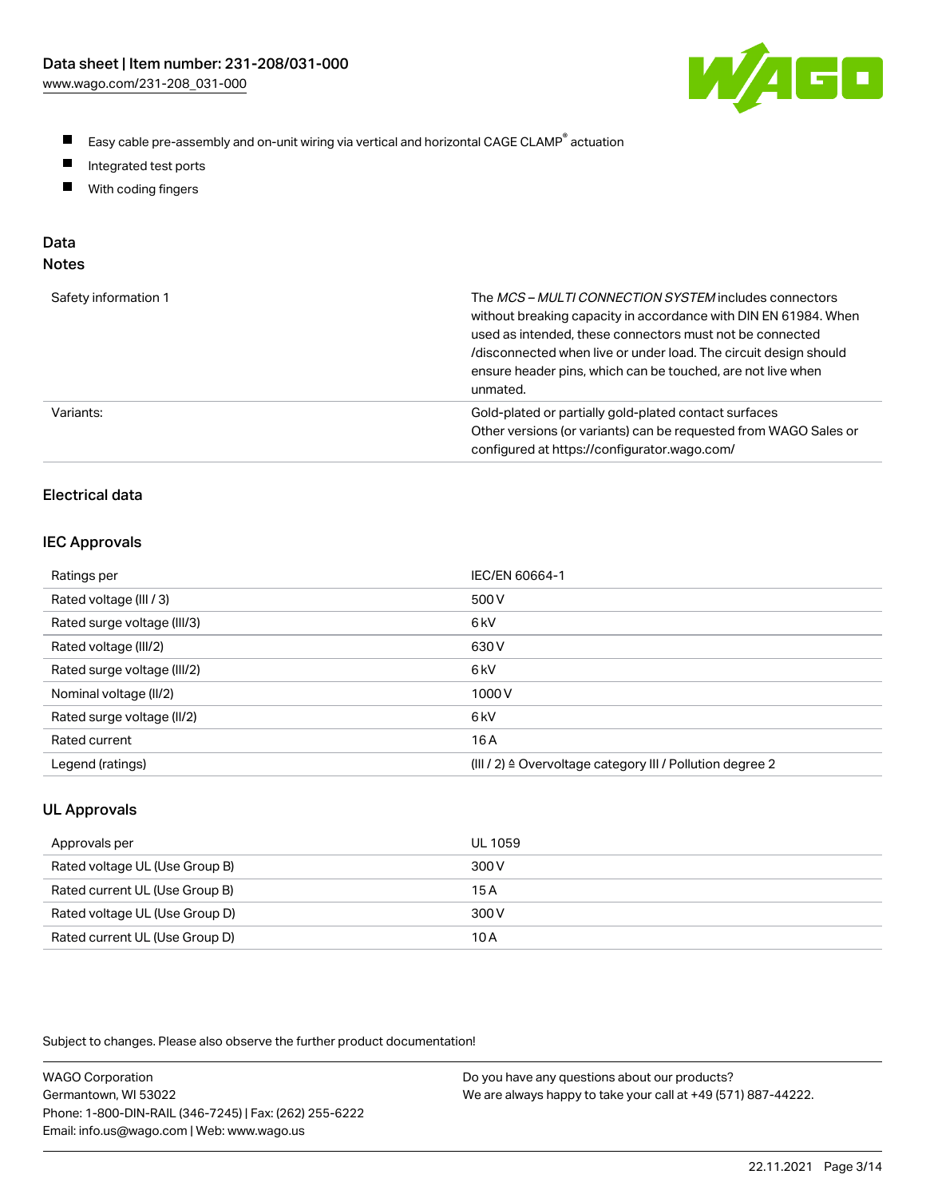- Easy cable pre-assembly and on-unit wiring via vertical and horizontal CAGE CLAMP® actuation
- Integrated test ports
- With coding fingers

## Data

### Notes

| | |
|---|---|
| Safety information 1 | The *MCS – MULTI CONNECTION SYSTEM* includes connectors without breaking capacity in accordance with DIN EN 61984. When used as intended, these connectors must not be connected /disconnected when live or under load. The circuit design should ensure header pins, which can be touched, are not live when unmated. |
| Variants: | Gold-plated or partially gold-plated contact surfaces<br>Other versions (or variants) can be requested from WAGO Sales or configured at https://configurator.wago.com/ |

### Electrical data

### IEC Approvals

| | |
|---|---|
| Ratings per | IEC/EN 60664-1 |
| Rated voltage (III / 3) | 500 V |
| Rated surge voltage (III/3) | 6 kV |
| Rated voltage (III/2) | 630 V |
| Rated surge voltage (III/2) | 6 kV |
| Nominal voltage (II/2) | 1000 V |
| Rated surge voltage (II/2) | 6 kV |
| Rated current | 16 A |
| Legend (ratings) | (III / 2) ≙ Overvoltage category III / Pollution degree 2 |

### UL Approvals

| | |
|---|---|
| Approvals per | UL 1059 |
| Rated voltage UL (Use Group B) | 300 V |
| Rated current UL (Use Group B) | 15 A |
| Rated voltage UL (Use Group D) | 300 V |
| Rated current UL (Use Group D) | 10 A |

Subject to changes. Please also observe the further product documentation!

WAGO Corporation
Germantown, WI 53022
Phone: 1-800-DIN-RAIL (346-7245) | Fax: (262) 255-6222
Email: info.us@wago.com | Web: www.wago.us

Do you have any questions about our products?
We are always happy to take your call at +49 (571) 887-44222.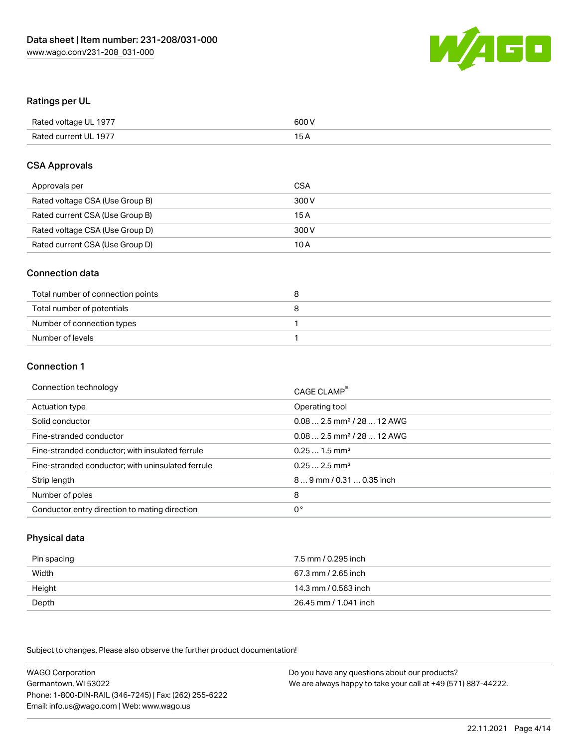## Ratings per UL

| | |
|---|---|
| Rated voltage UL 1977 | 600 V |
| Rated current UL 1977 | 15 A |

## CSA Approvals

| | |
|---|---|
| Approvals per | CSA |
| Rated voltage CSA (Use Group B) | 300 V |
| Rated current CSA (Use Group B) | 15 A |
| Rated voltage CSA (Use Group D) | 300 V |
| Rated current CSA (Use Group D) | 10 A |

## Connection data

| | |
|---|---|
| Total number of connection points | 8 |
| Total number of potentials | 8 |
| Number of connection types | 1 |
| Number of levels | 1 |

## Connection 1

| | |
|---|---|
| Connection technology | CAGE CLAMP® |
| Actuation type | Operating tool |
| Solid conductor | 0.08 … 2.5 mm² / 28 … 12 AWG |
| Fine-stranded conductor | 0.08 … 2.5 mm² / 28 … 12 AWG |
| Fine-stranded conductor; with insulated ferrule | 0.25 … 1.5 mm² |
| Fine-stranded conductor; with uninsulated ferrule | 0.25 … 2.5 mm² |
| Strip length | 8 … 9 mm / 0.31 … 0.35 inch |
| Number of poles | 8 |
| Conductor entry direction to mating direction | 0 ° |

## Physical data

| | |
|---|---|
| Pin spacing | 7.5 mm / 0.295 inch |
| Width | 67.3 mm / 2.65 inch |
| Height | 14.3 mm / 0.563 inch |
| Depth | 26.45 mm / 1.041 inch |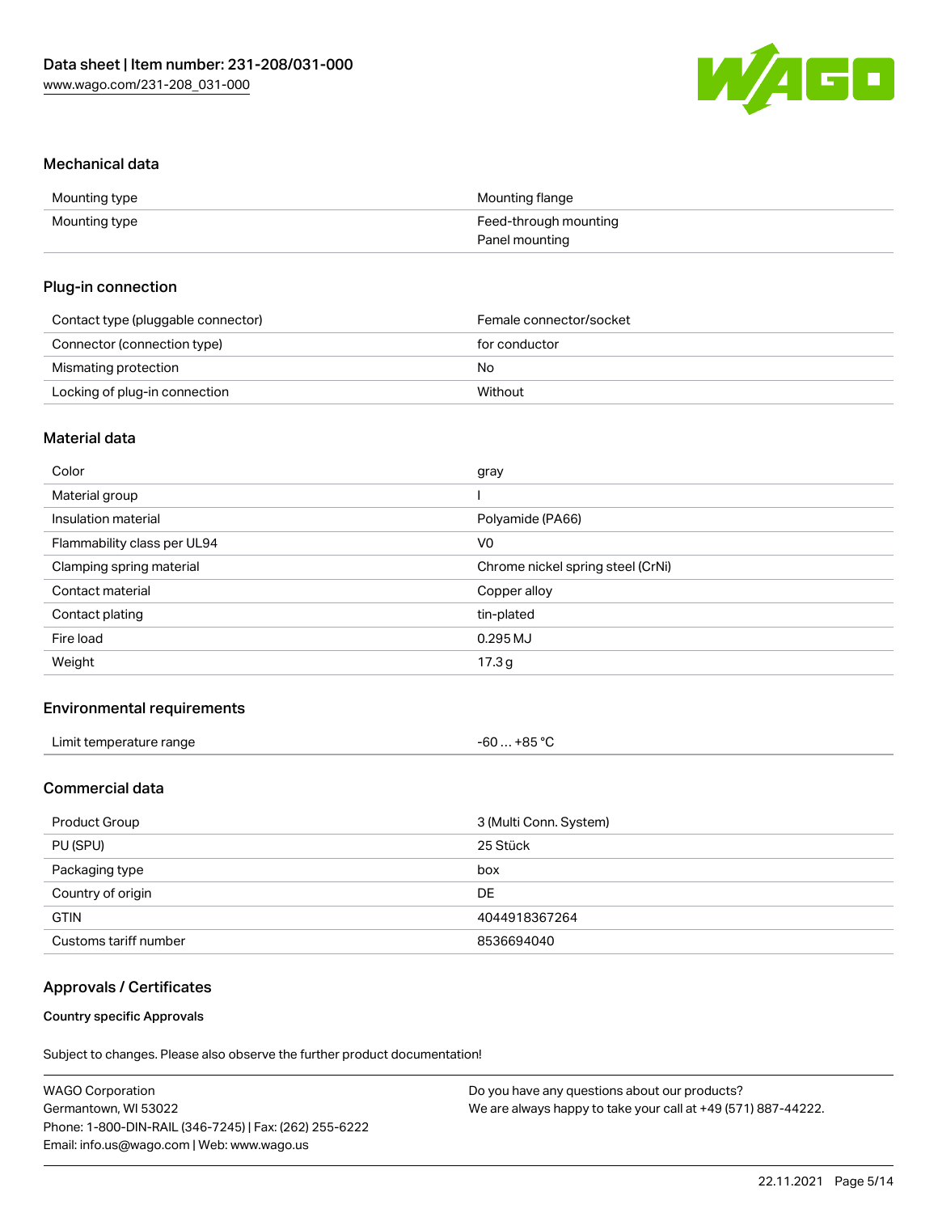## Mechanical data

| | |
|---|---|
| Mounting type | Mounting flange |
| Mounting type | Feed-through mounting<br>Panel mounting |

## Plug-in connection

| | |
|---|---|
| Contact type (pluggable connector) | Female connector/socket |
| Connector (connection type) | for conductor |
| Mismating protection | No |
| Locking of plug-in connection | Without |

## Material data

| | |
|---|---|
| Color | gray |
| Material group | I |
| Insulation material | Polyamide (PA66) |
| Flammability class per UL94 | V0 |
| Clamping spring material | Chrome nickel spring steel (CrNi) |
| Contact material | Copper alloy |
| Contact plating | tin-plated |
| Fire load | 0.295 MJ |
| Weight | 17.3 g |

## Environmental requirements

| | |
|---|---|
| Limit temperature range | -60 … +85 °C |

## Commercial data

| | |
|---|---|
| Product Group | 3 (Multi Conn. System) |
| PU (SPU) | 25 Stück |
| Packaging type | box |
| Country of origin | DE |
| GTIN | 4044918367264 |
| Customs tariff number | 8536694040 |

## Approvals / Certificates

**Country specific Approvals**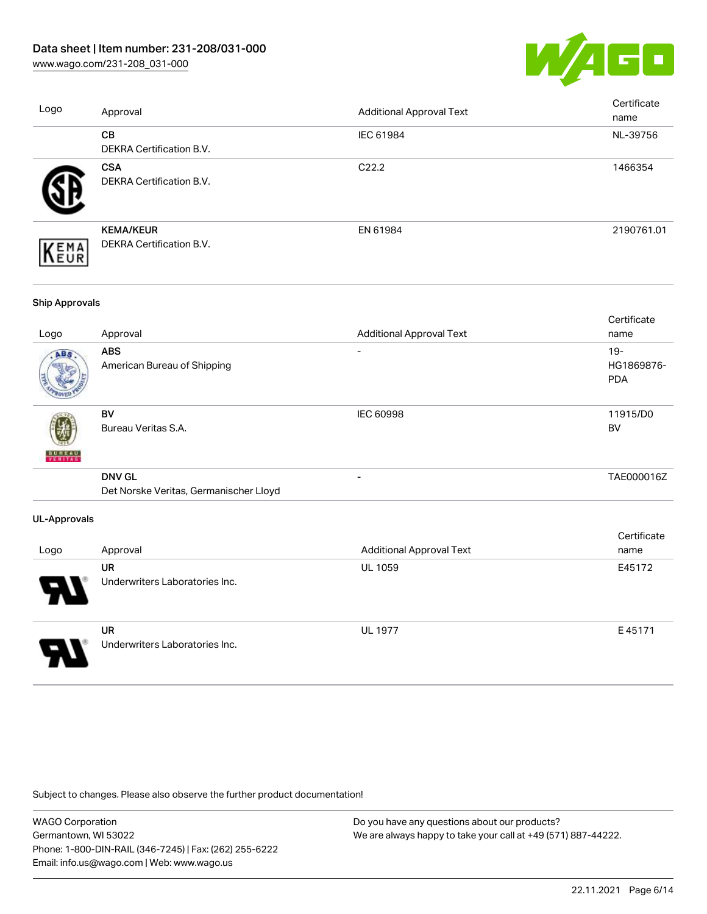| Logo | Approval | Additional Approval Text | Certificate name |
|---|---|---|---|
| | **CB**<br>DEKRA Certification B.V. | IEC 61984 | NL-39756 |
| | **CSA**<br>DEKRA Certification B.V. | C22.2 | 1466354 |
| | **KEMA/KEUR**<br>DEKRA Certification B.V. | EN 61984 | 2190761.01 |

**Ship Approvals**

| Logo | Approval | Additional Approval Text | Certificate name |
|---|---|---|---|
| | **ABS**<br>American Bureau of Shipping | - | 19-HG1869876-PDA |
| | **BV**<br>Bureau Veritas S.A. | IEC 60998 | 11915/D0 BV |
| | **DNV GL**<br>Det Norske Veritas, Germanischer Lloyd | - | TAE000016Z |

**UL-Approvals**

| Logo | Approval | Additional Approval Text | Certificate name |
|---|---|---|---|
| | **UR**<br>Underwriters Laboratories Inc. | UL 1059 | E45172 |
| | **UR**<br>Underwriters Laboratories Inc. | UL 1977 | E 45171 |

Subject to changes. Please also observe the further product documentation!

WAGO Corporation
Germantown, WI 53022
Phone: 1-800-DIN-RAIL (346-7245) | Fax: (262) 255-6222
Email: info.us@wago.com | Web: www.wago.us

Do you have any questions about our products?
We are always happy to take your call at +49 (571) 887-44222.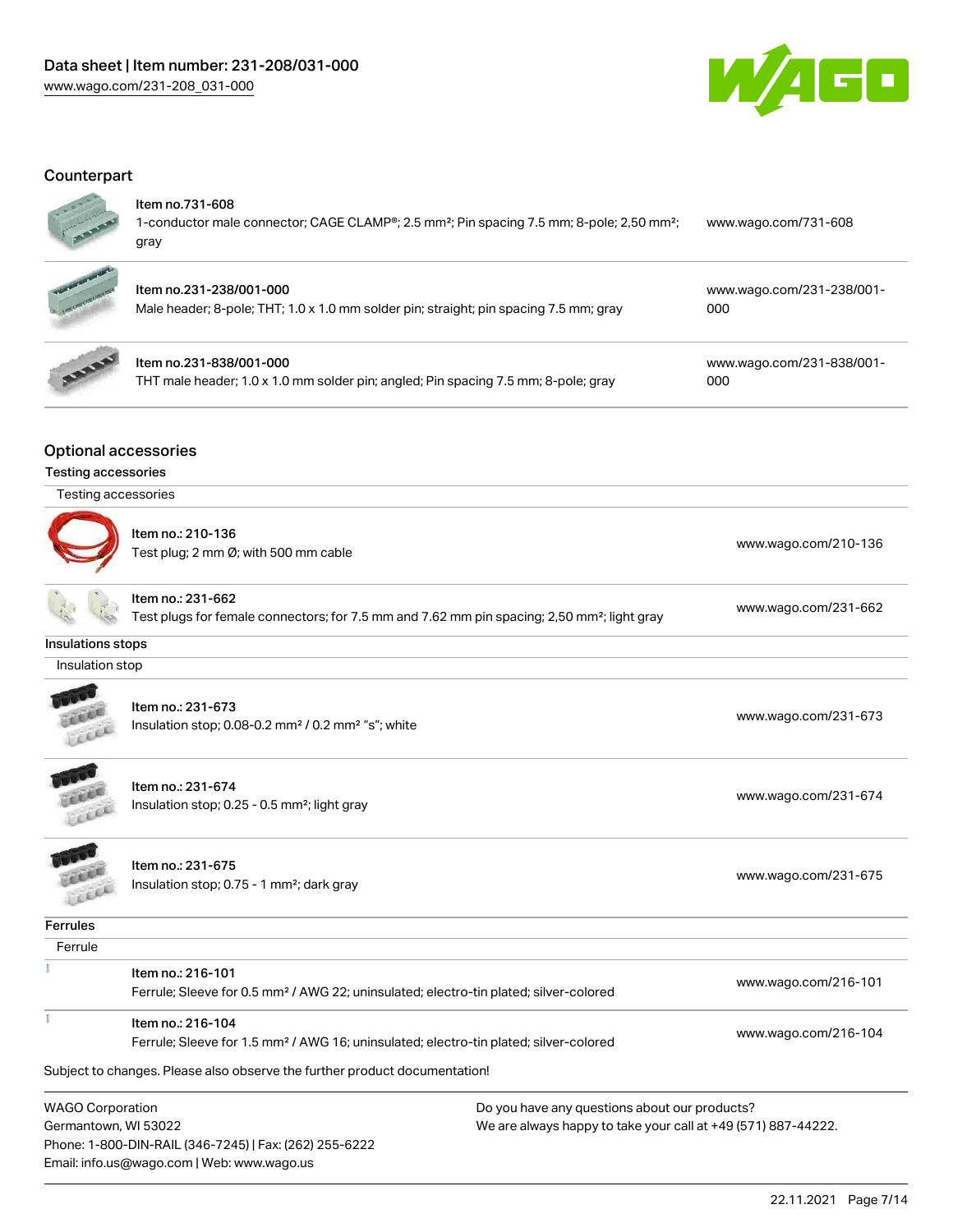## Counterpart

| | | |
|---|---|---|
| | Item no.731-608<br>1-conductor male connector; CAGE CLAMP®; 2.5 mm²; Pin spacing 7.5 mm; 8-pole; 2,50 mm²; gray | www.wago.com/731-608 |
| | Item no.231-238/001-000<br>Male header; 8-pole; THT; 1.0 x 1.0 mm solder pin; straight; pin spacing 7.5 mm; gray | www.wago.com/231-238/001-000 |
| | Item no.231-838/001-000<br>THT male header; 1.0 x 1.0 mm solder pin; angled; Pin spacing 7.5 mm; 8-pole; gray | www.wago.com/231-838/001-000 |

## Optional accessories

### Testing accessories

Testing accessories

| | | |
|---|---|---|
| | Item no.: 210-136<br>Test plug; 2 mm Ø; with 500 mm cable | www.wago.com/210-136 |
| | Item no.: 231-662<br>Test plugs for female connectors; for 7.5 mm and 7.62 mm pin spacing; 2,50 mm²; light gray | www.wago.com/231-662 |

### Insulations stops

Insulation stop

| | | |
|---|---|---|
| | Item no.: 231-673<br>Insulation stop; 0.08-0.2 mm² / 0.2 mm² "s"; white | www.wago.com/231-673 |
| | Item no.: 231-674<br>Insulation stop; 0.25 - 0.5 mm²; light gray | www.wago.com/231-674 |
| | Item no.: 231-675<br>Insulation stop; 0.75 - 1 mm²; dark gray | www.wago.com/231-675 |

### Ferrules

Ferrule

| | | |
|---|---|---|
| | Item no.: 216-101<br>Ferrule; Sleeve for 0.5 mm² / AWG 22; uninsulated; electro-tin plated; silver-colored | www.wago.com/216-101 |
| | Item no.: 216-104<br>Ferrule; Sleeve for 1.5 mm² / AWG 16; uninsulated; electro-tin plated; silver-colored | www.wago.com/216-104 |

Subject to changes. Please also observe the further product documentation!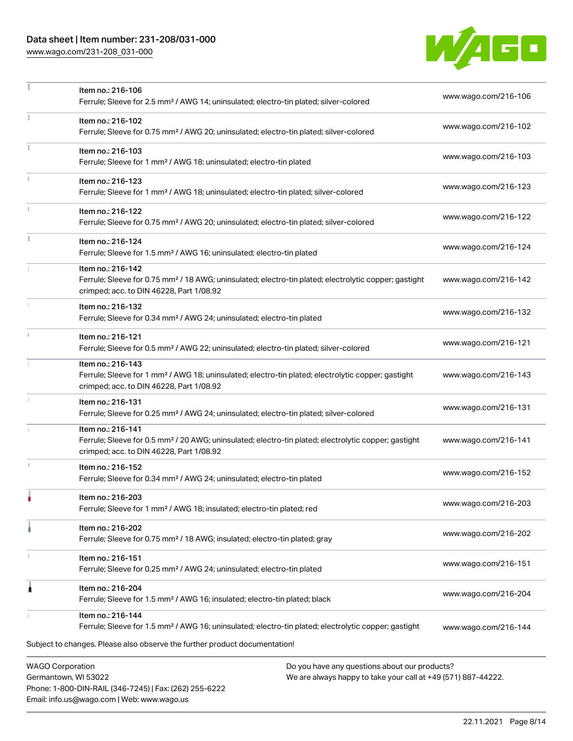| Item | Link |
|---|---|
| Item no.: 216-106<br>Ferrule; Sleeve for 2.5 mm² / AWG 14; uninsulated; electro-tin plated; silver-colored | www.wago.com/216-106 |
| Item no.: 216-102<br>Ferrule; Sleeve for 0.75 mm² / AWG 20; uninsulated; electro-tin plated; silver-colored | www.wago.com/216-102 |
| Item no.: 216-103<br>Ferrule; Sleeve for 1 mm² / AWG 18; uninsulated; electro-tin plated | www.wago.com/216-103 |
| Item no.: 216-123<br>Ferrule; Sleeve for 1 mm² / AWG 18; uninsulated; electro-tin plated; silver-colored | www.wago.com/216-123 |
| Item no.: 216-122<br>Ferrule; Sleeve for 0.75 mm² / AWG 20; uninsulated; electro-tin plated; silver-colored | www.wago.com/216-122 |
| Item no.: 216-124<br>Ferrule; Sleeve for 1.5 mm² / AWG 16; uninsulated; electro-tin plated | www.wago.com/216-124 |
| Item no.: 216-142<br>Ferrule; Sleeve for 0.75 mm² / 18 AWG; uninsulated; electro-tin plated; electrolytic copper; gastight crimped; acc. to DIN 46228, Part 1/08.92 | www.wago.com/216-142 |
| Item no.: 216-132<br>Ferrule; Sleeve for 0.34 mm² / AWG 24; uninsulated; electro-tin plated | www.wago.com/216-132 |
| Item no.: 216-121<br>Ferrule; Sleeve for 0.5 mm² / AWG 22; uninsulated; electro-tin plated; silver-colored | www.wago.com/216-121 |
| Item no.: 216-143<br>Ferrule; Sleeve for 1 mm² / AWG 18; uninsulated; electro-tin plated; electrolytic copper; gastight crimped; acc. to DIN 46228, Part 1/08.92 | www.wago.com/216-143 |
| Item no.: 216-131<br>Ferrule; Sleeve for 0.25 mm² / AWG 24; uninsulated; electro-tin plated; silver-colored | www.wago.com/216-131 |
| Item no.: 216-141<br>Ferrule; Sleeve for 0.5 mm² / 20 AWG; uninsulated; electro-tin plated; electrolytic copper; gastight crimped; acc. to DIN 46228, Part 1/08.92 | www.wago.com/216-141 |
| Item no.: 216-152<br>Ferrule; Sleeve for 0.34 mm² / AWG 24; uninsulated; electro-tin plated | www.wago.com/216-152 |
| Item no.: 216-203<br>Ferrule; Sleeve for 1 mm² / AWG 18; insulated; electro-tin plated; red | www.wago.com/216-203 |
| Item no.: 216-202<br>Ferrule; Sleeve for 0.75 mm² / 18 AWG; insulated; electro-tin plated; gray | www.wago.com/216-202 |
| Item no.: 216-151<br>Ferrule; Sleeve for 0.25 mm² / AWG 24; uninsulated; electro-tin plated | www.wago.com/216-151 |
| Item no.: 216-204<br>Ferrule; Sleeve for 1.5 mm² / AWG 16; insulated; electro-tin plated; black | www.wago.com/216-204 |
| Item no.: 216-144<br>Ferrule; Sleeve for 1.5 mm² / AWG 16; uninsulated; electro-tin plated; electrolytic copper; gastight | www.wago.com/216-144 |

Subject to changes. Please also observe the further product documentation!

WAGO Corporation
Germantown, WI 53022
Phone: 1-800-DIN-RAIL (346-7245) | Fax: (262) 255-6222
Email: info.us@wago.com | Web: www.wago.us

Do you have any questions about our products?
We are always happy to take your call at +49 (571) 887-44222.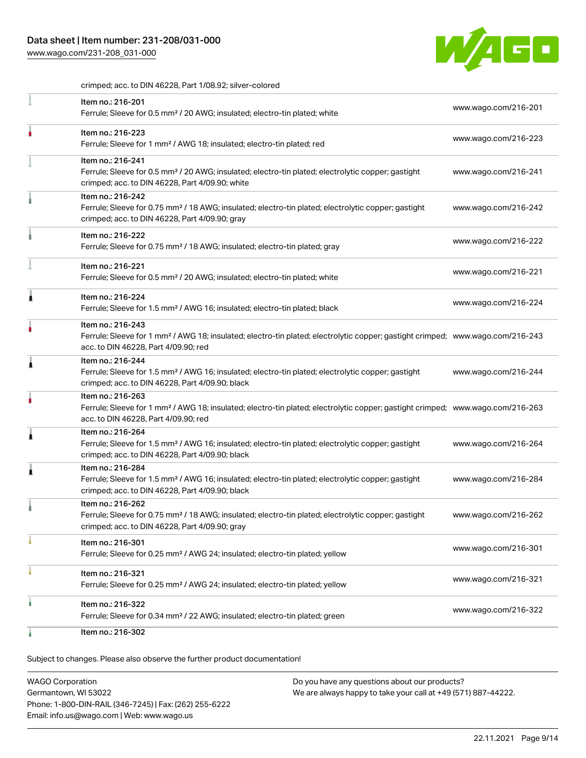crimped; acc. to DIN 46228, Part 1/08.92; silver-colored

| | | |
|---|---|---|
| | Item no.: 216-201<br>Ferrule; Sleeve for 0.5 mm² / 20 AWG; insulated; electro-tin plated; white | www.wago.com/216-201 |
| | Item no.: 216-223<br>Ferrule; Sleeve for 1 mm² / AWG 18; insulated; electro-tin plated; red | www.wago.com/216-223 |
| | Item no.: 216-241<br>Ferrule; Sleeve for 0.5 mm² / 20 AWG; insulated; electro-tin plated; electrolytic copper; gastight crimped; acc. to DIN 46228, Part 4/09.90; white | www.wago.com/216-241 |
| | Item no.: 216-242<br>Ferrule; Sleeve for 0.75 mm² / 18 AWG; insulated; electro-tin plated; electrolytic copper; gastight crimped; acc. to DIN 46228, Part 4/09.90; gray | www.wago.com/216-242 |
| | Item no.: 216-222<br>Ferrule; Sleeve for 0.75 mm² / 18 AWG; insulated; electro-tin plated; gray | www.wago.com/216-222 |
| | Item no.: 216-221<br>Ferrule; Sleeve for 0.5 mm² / 20 AWG; insulated; electro-tin plated; white | www.wago.com/216-221 |
| | Item no.: 216-224<br>Ferrule; Sleeve for 1.5 mm² / AWG 16; insulated; electro-tin plated; black | www.wago.com/216-224 |
| | Item no.: 216-243<br>Ferrule; Sleeve for 1 mm² / AWG 18; insulated; electro-tin plated; electrolytic copper; gastight crimped; acc. to DIN 46228, Part 4/09.90; red | www.wago.com/216-243 |
| | Item no.: 216-244<br>Ferrule; Sleeve for 1.5 mm² / AWG 16; insulated; electro-tin plated; electrolytic copper; gastight crimped; acc. to DIN 46228, Part 4/09.90; black | www.wago.com/216-244 |
| | Item no.: 216-263<br>Ferrule; Sleeve for 1 mm² / AWG 18; insulated; electro-tin plated; electrolytic copper; gastight crimped; acc. to DIN 46228, Part 4/09.90; red | www.wago.com/216-263 |
| | Item no.: 216-264<br>Ferrule; Sleeve for 1.5 mm² / AWG 16; insulated; electro-tin plated; electrolytic copper; gastight crimped; acc. to DIN 46228, Part 4/09.90; black | www.wago.com/216-264 |
| | Item no.: 216-284<br>Ferrule; Sleeve for 1.5 mm² / AWG 16; insulated; electro-tin plated; electrolytic copper; gastight crimped; acc. to DIN 46228, Part 4/09.90; black | www.wago.com/216-284 |
| | Item no.: 216-262<br>Ferrule; Sleeve for 0.75 mm² / 18 AWG; insulated; electro-tin plated; electrolytic copper; gastight crimped; acc. to DIN 46228, Part 4/09.90; gray | www.wago.com/216-262 |
| | Item no.: 216-301<br>Ferrule; Sleeve for 0.25 mm² / AWG 24; insulated; electro-tin plated; yellow | www.wago.com/216-301 |
| | Item no.: 216-321<br>Ferrule; Sleeve for 0.25 mm² / AWG 24; insulated; electro-tin plated; yellow | www.wago.com/216-321 |
| | Item no.: 216-322<br>Ferrule; Sleeve for 0.34 mm² / 22 AWG; insulated; electro-tin plated; green | www.wago.com/216-322 |
| | Item no.: 216-302 | |

Subject to changes. Please also observe the further product documentation!

WAGO Corporation
Germantown, WI 53022
Phone: 1-800-DIN-RAIL (346-7245) | Fax: (262) 255-6222
Email: info.us@wago.com | Web: www.wago.us

Do you have any questions about our products?
We are always happy to take your call at +49 (571) 887-44222.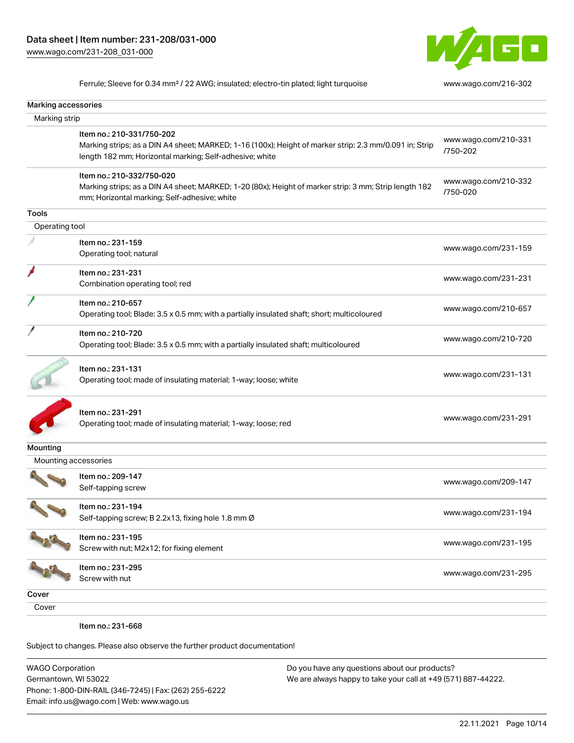Ferrule; Sleeve for 0.34 mm² / 22 AWG; insulated; electro-tin plated; light turquoise | www.wago.com/216-302

### Marking accessories

#### Marking strip

| Item | Link |
|---|---|
| Item no.: 210-331/750-202<br>Marking strips; as a DIN A4 sheet; MARKED; 1-16 (100x); Height of marker strip: 2.3 mm/0.091 in; Strip length 182 mm; Horizontal marking; Self-adhesive; white | www.wago.com/210-331/750-202 |
| Item no.: 210-332/750-020<br>Marking strips; as a DIN A4 sheet; MARKED; 1-20 (80x); Height of marker strip: 3 mm; Strip length 182 mm; Horizontal marking; Self-adhesive; white | www.wago.com/210-332/750-020 |

### Tools

#### Operating tool

| Item | Link |
|---|---|
| Item no.: 231-159<br>Operating tool; natural | www.wago.com/231-159 |
| Item no.: 231-231<br>Combination operating tool; red | www.wago.com/231-231 |
| Item no.: 210-657<br>Operating tool; Blade: 3.5 x 0.5 mm; with a partially insulated shaft; short; multicoloured | www.wago.com/210-657 |
| Item no.: 210-720<br>Operating tool; Blade: 3.5 x 0.5 mm; with a partially insulated shaft; multicoloured | www.wago.com/210-720 |
| Item no.: 231-131<br>Operating tool; made of insulating material; 1-way; loose; white | www.wago.com/231-131 |
| Item no.: 231-291<br>Operating tool; made of insulating material; 1-way; loose; red | www.wago.com/231-291 |

### Mounting

#### Mounting accessories

| Item | Link |
|---|---|
| Item no.: 209-147<br>Self-tapping screw | www.wago.com/209-147 |
| Item no.: 231-194<br>Self-tapping screw; B 2.2x13, fixing hole 1.8 mm Ø | www.wago.com/231-194 |
| Item no.: 231-195<br>Screw with nut; M2x12; for fixing element | www.wago.com/231-195 |
| Item no.: 231-295<br>Screw with nut | www.wago.com/231-295 |

### Cover

#### Cover

Item no.: 231-668

Subject to changes. Please also observe the further product documentation!

WAGO Corporation
Germantown, WI 53022
Phone: 1-800-DIN-RAIL (346-7245) | Fax: (262) 255-6222
Email: info.us@wago.com | Web: www.wago.us

Do you have any questions about our products?
We are always happy to take your call at +49 (571) 887-44222.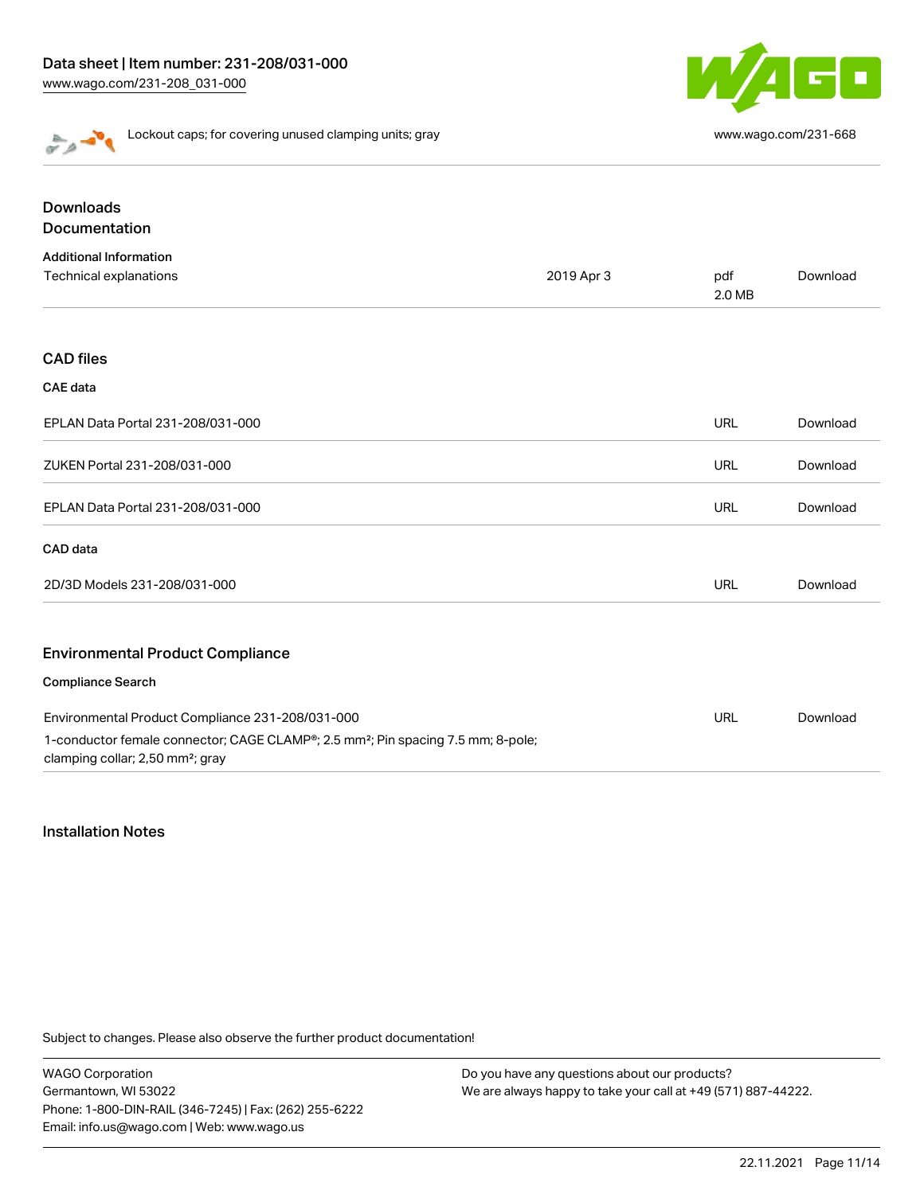Lockout caps; for covering unused clamping units; gray www.wago.com/231-668

## Downloads
## Documentation

### Additional Information

| | | | |
|---|---|---|---|
| Technical explanations | 2019 Apr 3 | pdf 2.0 MB | Download |

## CAD files

### CAE data

| | | |
|---|---|---|
| EPLAN Data Portal 231-208/031-000 | URL | Download |
| ZUKEN Portal 231-208/031-000 | URL | Download |
| EPLAN Data Portal 231-208/031-000 | URL | Download |

### CAD data

| | | |
|---|---|---|
| 2D/3D Models 231-208/031-000 | URL | Download |

## Environmental Product Compliance

### Compliance Search

| | | |
|---|---|---|
| Environmental Product Compliance 231-208/031-000<br>1-conductor female connector; CAGE CLAMP®; 2.5 mm²; Pin spacing 7.5 mm; 8-pole; clamping collar; 2,50 mm²; gray | URL | Download |

## Installation Notes

Subject to changes. Please also observe the further product documentation!

WAGO Corporation
Germantown, WI 53022
Phone: 1-800-DIN-RAIL (346-7245) | Fax: (262) 255-6222
Email: info.us@wago.com | Web: www.wago.us

Do you have any questions about our products?
We are always happy to take your call at +49 (571) 887-44222.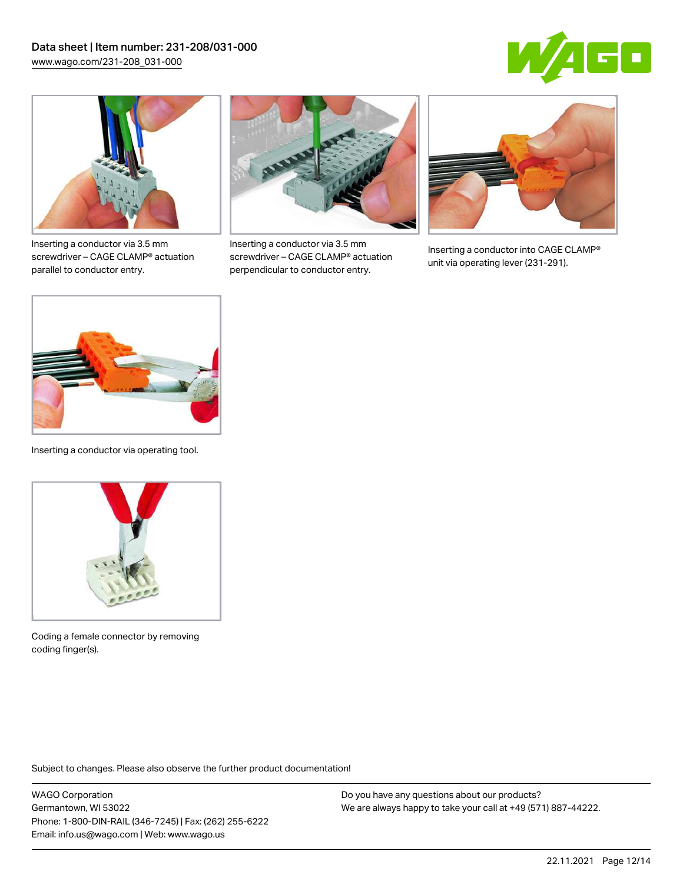Inserting a conductor via 3.5 mm screwdriver – CAGE CLAMP® actuation parallel to conductor entry.

Inserting a conductor via 3.5 mm screwdriver – CAGE CLAMP® actuation perpendicular to conductor entry.

Inserting a conductor into CAGE CLAMP® unit via operating lever (231-291).

Inserting a conductor via operating tool.

Coding a female connector by removing coding finger(s).

Subject to changes. Please also observe the further product documentation!

WAGO Corporation
Germantown, WI 53022
Phone: 1-800-DIN-RAIL (346-7245) | Fax: (262) 255-6222
Email: info.us@wago.com | Web: www.wago.us

Do you have any questions about our products?
We are always happy to take your call at +49 (571) 887-44222.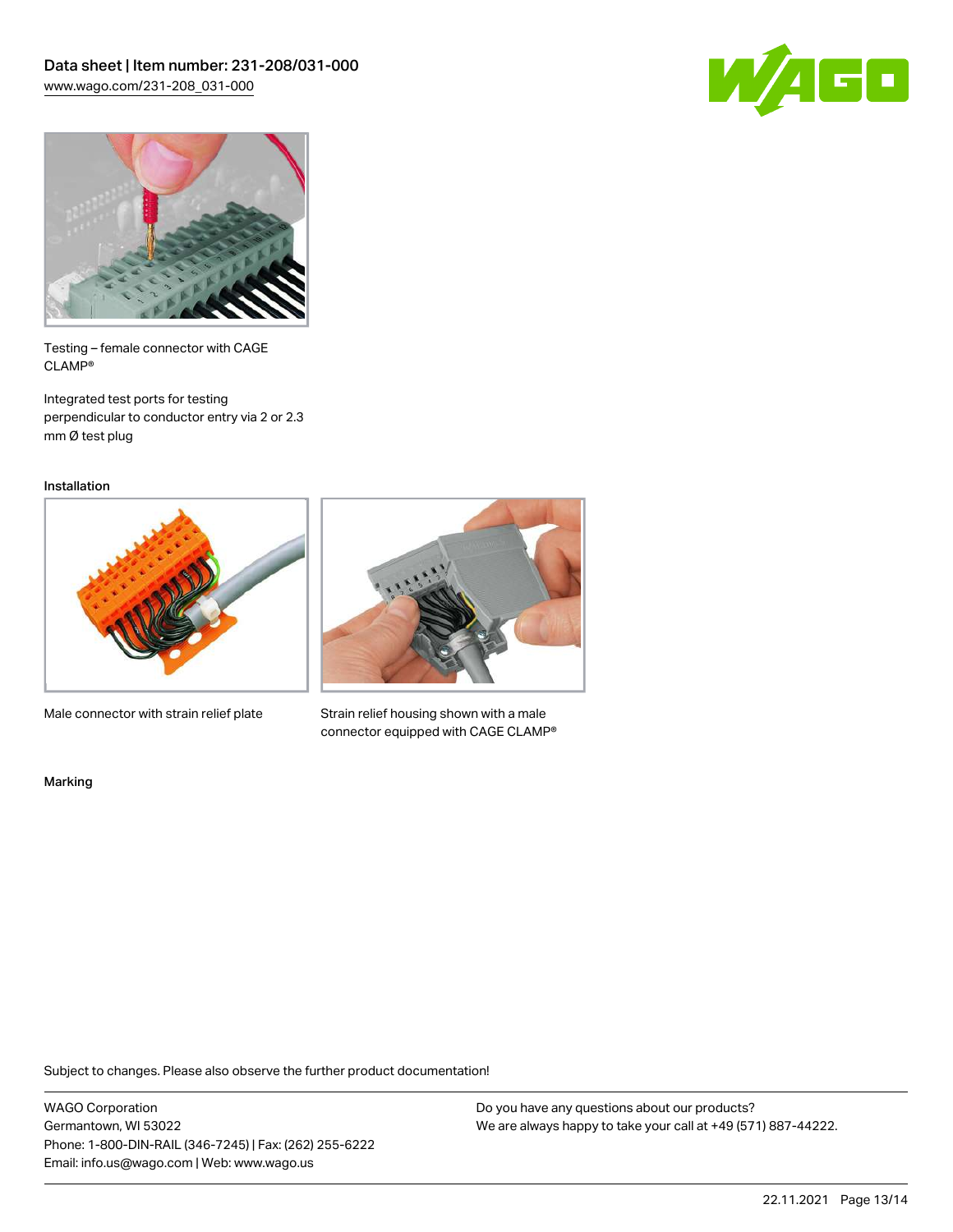Testing – female connector with CAGE CLAMP®

Integrated test ports for testing perpendicular to conductor entry via 2 or 2.3 mm Ø test plug

Installation

Male connector with strain relief plate

Strain relief housing shown with a male connector equipped with CAGE CLAMP®

Marking

Subject to changes. Please also observe the further product documentation!

WAGO Corporation
Germantown, WI 53022
Phone: 1-800-DIN-RAIL (346-7245) | Fax: (262) 255-6222
Email: info.us@wago.com | Web: www.wago.us

Do you have any questions about our products?
We are always happy to take your call at +49 (571) 887-44222.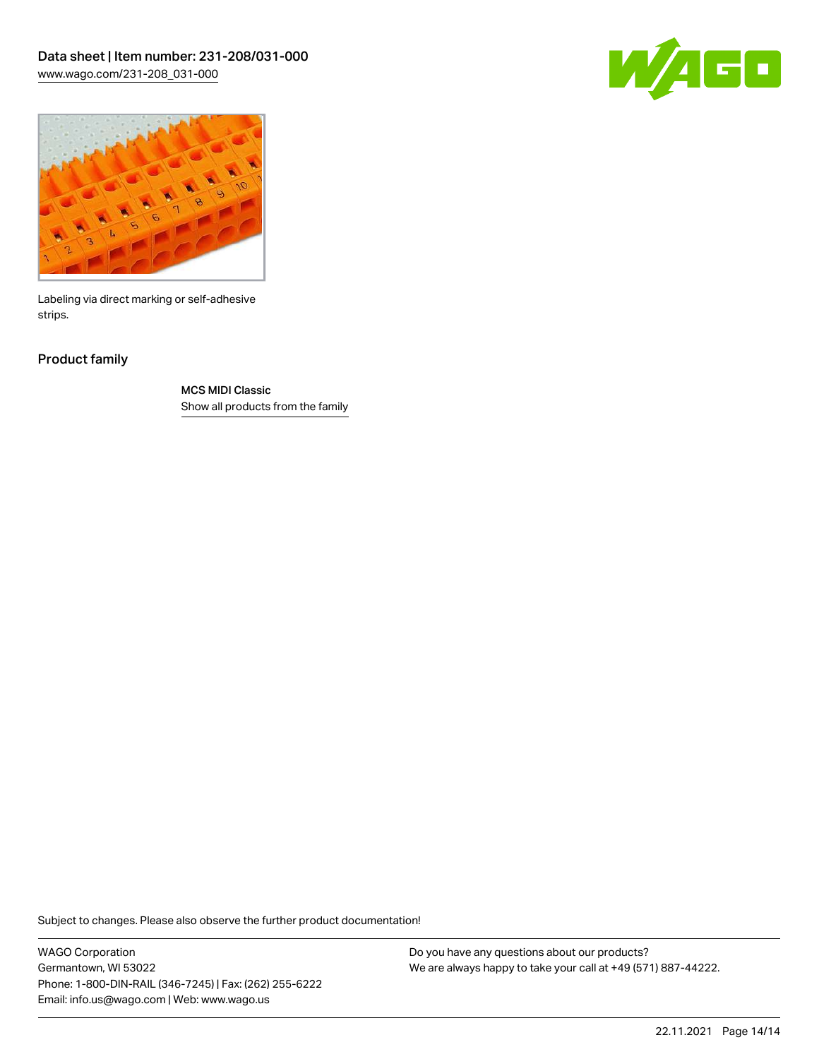Labeling via direct marking or self-adhesive strips.

## Product family

MCS MIDI Classic
Show all products from the family

Subject to changes. Please also observe the further product documentation!

WAGO Corporation
Germantown, WI 53022
Phone: 1-800-DIN-RAIL (346-7245) | Fax: (262) 255-6222
Email: info.us@wago.com | Web: www.wago.us

Do you have any questions about our products?
We are always happy to take your call at +49 (571) 887-44222.